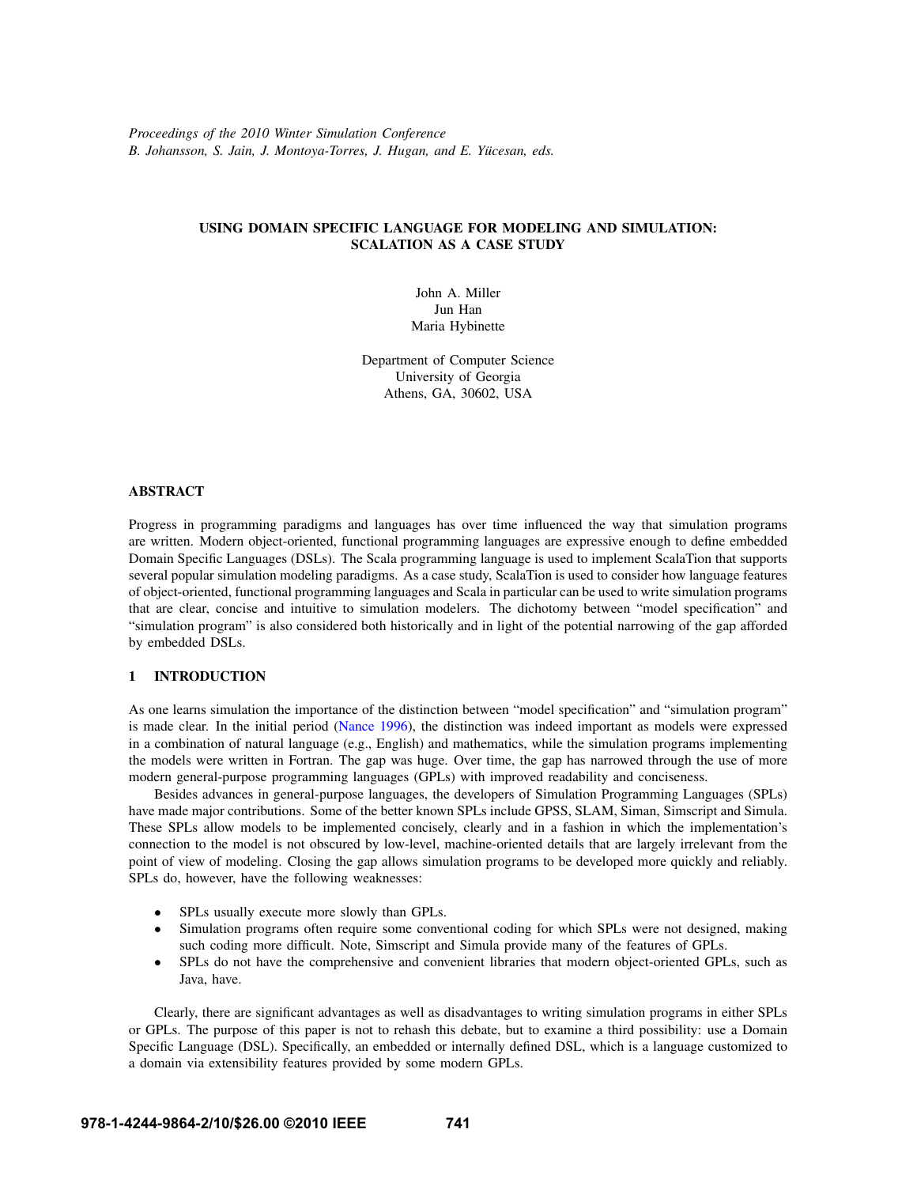*Proceedings of the 2010 Winter Simulation Conference*
*B. Johansson, S. Jain, J. Montoya-Torres, J. Hugan, and E. Yücesan, eds.*

# USING DOMAIN SPECIFIC LANGUAGE FOR MODELING AND SIMULATION: SCALATION AS A CASE STUDY

John A. Miller
Jun Han
Maria Hybinette

Department of Computer Science
University of Georgia
Athens, GA, 30602, USA

## ABSTRACT

Progress in programming paradigms and languages has over time influenced the way that simulation programs are written. Modern object-oriented, functional programming languages are expressive enough to define embedded Domain Specific Languages (DSLs). The Scala programming language is used to implement ScalaTion that supports several popular simulation modeling paradigms. As a case study, ScalaTion is used to consider how language features of object-oriented, functional programming languages and Scala in particular can be used to write simulation programs that are clear, concise and intuitive to simulation modelers. The dichotomy between "model specification" and "simulation program" is also considered both historically and in light of the potential narrowing of the gap afforded by embedded DSLs.

## 1 INTRODUCTION

As one learns simulation the importance of the distinction between "model specification" and "simulation program" is made clear. In the initial period (Nance 1996), the distinction was indeed important as models were expressed in a combination of natural language (e.g., English) and mathematics, while the simulation programs implementing the models were written in Fortran. The gap was huge. Over time, the gap has narrowed through the use of more modern general-purpose programming languages (GPLs) with improved readability and conciseness.

Besides advances in general-purpose languages, the developers of Simulation Programming Languages (SPLs) have made major contributions. Some of the better known SPLs include GPSS, SLAM, Siman, Simscript and Simula. These SPLs allow models to be implemented concisely, clearly and in a fashion in which the implementation's connection to the model is not obscured by low-level, machine-oriented details that are largely irrelevant from the point of view of modeling. Closing the gap allows simulation programs to be developed more quickly and reliably. SPLs do, however, have the following weaknesses:

- SPLs usually execute more slowly than GPLs.
- Simulation programs often require some conventional coding for which SPLs were not designed, making such coding more difficult. Note, Simscript and Simula provide many of the features of GPLs.
- SPLs do not have the comprehensive and convenient libraries that modern object-oriented GPLs, such as Java, have.

Clearly, there are significant advantages as well as disadvantages to writing simulation programs in either SPLs or GPLs. The purpose of this paper is not to rehash this debate, but to examine a third possibility: use a Domain Specific Language (DSL). Specifically, an embedded or internally defined DSL, which is a language customized to a domain via extensibility features provided by some modern GPLs.

978-1-4244-9864-2/10/$26.00 ©2010 IEEE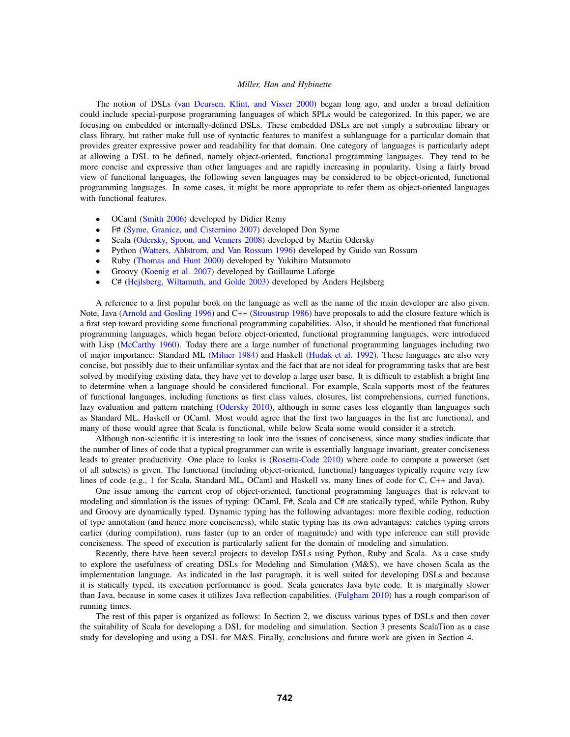The notion of DSLs (van Deursen, Klint, and Visser 2000) began long ago, and under a broad definition could include special-purpose programming languages of which SPLs would be categorized. In this paper, we are focusing on embedded or internally-defined DSLs. These embedded DSLs are not simply a subroutine library or class library, but rather make full use of syntactic features to manifest a sublanguage for a particular domain that provides greater expressive power and readability for that domain. One category of languages is particularly adept at allowing a DSL to be defined, namely object-oriented, functional programming languages. They tend to be more concise and expressive than other languages and are rapidly increasing in popularity. Using a fairly broad view of functional languages, the following seven languages may be considered to be object-oriented, functional programming languages. In some cases, it might be more appropriate to refer them as object-oriented languages with functional features.

- OCaml (Smith 2006) developed by Didier Remy
- F# (Syme, Granicz, and Cisternino 2007) developed Don Syme
- Scala (Odersky, Spoon, and Venners 2008) developed by Martin Odersky
- Python (Watters, Ahlstrom, and Van Rossum 1996) developed by Guido van Rossum
- Ruby (Thomas and Hunt 2000) developed by Yukihiro Matsumoto
- Groovy (Koenig et al. 2007) developed by Guillaume Laforge
- C# (Hejlsberg, Wiltamuth, and Golde 2003) developed by Anders Hejlsberg

A reference to a first popular book on the language as well as the name of the main developer are also given. Note, Java (Arnold and Gosling 1996) and C++ (Stroustrup 1986) have proposals to add the closure feature which is a first step toward providing some functional programming capabilities. Also, it should be mentioned that functional programming languages, which began before object-oriented, functional programming languages, were introduced with Lisp (McCarthy 1960). Today there are a large number of functional programming languages including two of major importance: Standard ML (Milner 1984) and Haskell (Hudak et al. 1992). These languages are also very concise, but possibly due to their unfamiliar syntax and the fact that are not ideal for programming tasks that are best solved by modifying existing data, they have yet to develop a large user base. It is difficult to establish a bright line to determine when a language should be considered functional. For example, Scala supports most of the features of functional languages, including functions as first class values, closures, list comprehensions, curried functions, lazy evaluation and pattern matching (Odersky 2010), although in some cases less elegantly than languages such as Standard ML, Haskell or OCaml. Most would agree that the first two languages in the list are functional, and many of those would agree that Scala is functional, while below Scala some would consider it a stretch.

Although non-scientific it is interesting to look into the issues of conciseness, since many studies indicate that the number of lines of code that a typical programmer can write is essentially language invariant, greater conciseness leads to greater productivity. One place to looks is (Rosetta-Code 2010) where code to compute a powerset (set of all subsets) is given. The functional (including object-oriented, functional) languages typically require very few lines of code (e.g., 1 for Scala, Standard ML, OCaml and Haskell vs. many lines of code for C, C++ and Java).

One issue among the current crop of object-oriented, functional programming languages that is relevant to modeling and simulation is the issues of typing: OCaml, F#, Scala and C# are statically typed, while Python, Ruby and Groovy are dynamically typed. Dynamic typing has the following advantages: more flexible coding, reduction of type annotation (and hence more conciseness), while static typing has its own advantages: catches typing errors earlier (during compilation), runs faster (up to an order of magnitude) and with type inference can still provide conciseness. The speed of execution is particularly salient for the domain of modeling and simulation.

Recently, there have been several projects to develop DSLs using Python, Ruby and Scala. As a case study to explore the usefulness of creating DSLs for Modeling and Simulation (M&S), we have chosen Scala as the implementation language. As indicated in the last paragraph, it is well suited for developing DSLs and because it is statically typed, its execution performance is good. Scala generates Java byte code. It is marginally slower than Java, because in some cases it utilizes Java reflection capabilities. (Fulgham 2010) has a rough comparison of running times.

The rest of this paper is organized as follows: In Section 2, we discuss various types of DSLs and then cover the suitability of Scala for developing a DSL for modeling and simulation. Section 3 presents ScalaTion as a case study for developing and using a DSL for M&S. Finally, conclusions and future work are given in Section 4.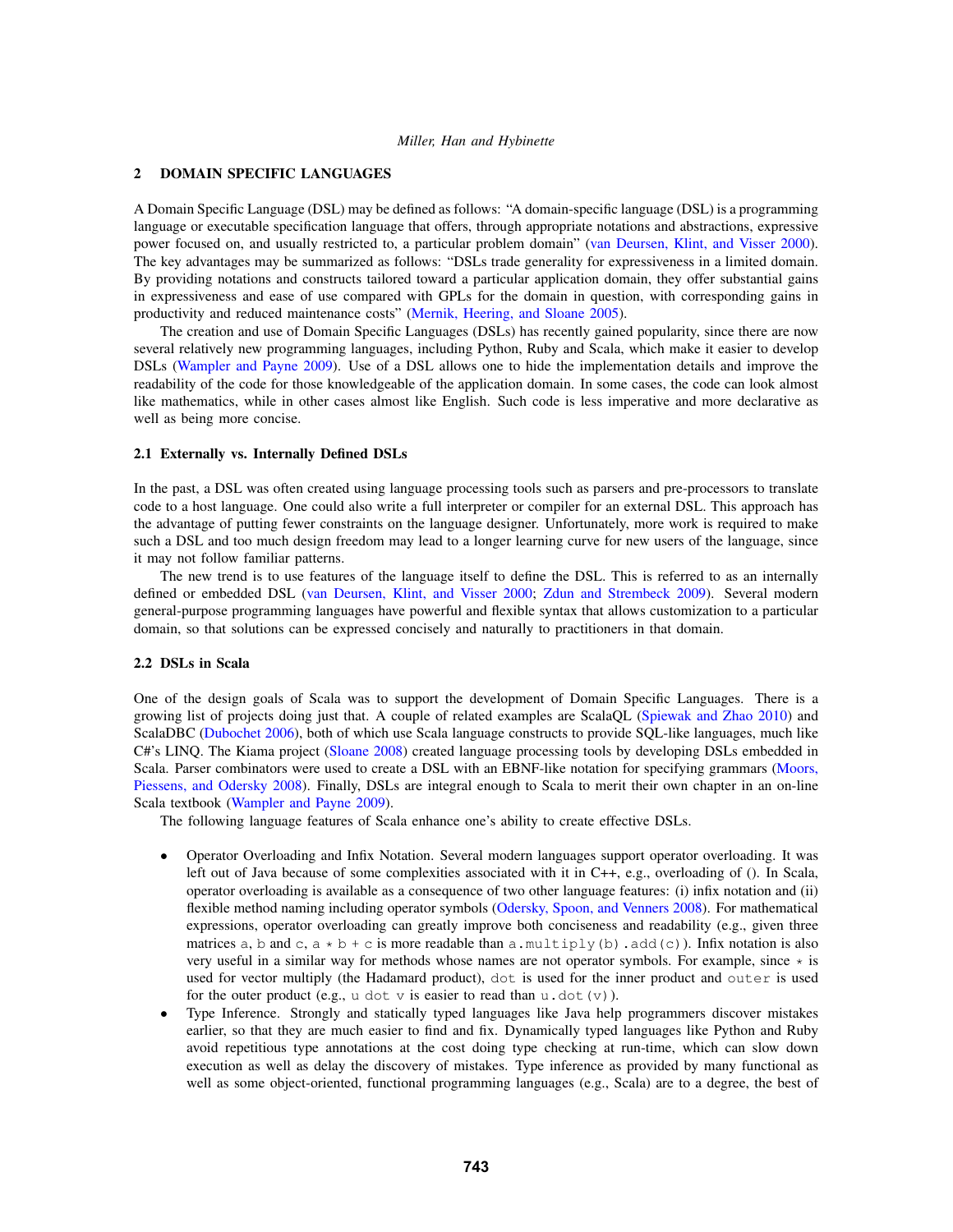## 2 DOMAIN SPECIFIC LANGUAGES

A Domain Specific Language (DSL) may be defined as follows: "A domain-specific language (DSL) is a programming language or executable specification language that offers, through appropriate notations and abstractions, expressive power focused on, and usually restricted to, a particular problem domain" (van Deursen, Klint, and Visser 2000). The key advantages may be summarized as follows: "DSLs trade generality for expressiveness in a limited domain. By providing notations and constructs tailored toward a particular application domain, they offer substantial gains in expressiveness and ease of use compared with GPLs for the domain in question, with corresponding gains in productivity and reduced maintenance costs" (Mernik, Heering, and Sloane 2005).

The creation and use of Domain Specific Languages (DSLs) has recently gained popularity, since there are now several relatively new programming languages, including Python, Ruby and Scala, which make it easier to develop DSLs (Wampler and Payne 2009). Use of a DSL allows one to hide the implementation details and improve the readability of the code for those knowledgeable of the application domain. In some cases, the code can look almost like mathematics, while in other cases almost like English. Such code is less imperative and more declarative as well as being more concise.

### 2.1 Externally vs. Internally Defined DSLs

In the past, a DSL was often created using language processing tools such as parsers and pre-processors to translate code to a host language. One could also write a full interpreter or compiler for an external DSL. This approach has the advantage of putting fewer constraints on the language designer. Unfortunately, more work is required to make such a DSL and too much design freedom may lead to a longer learning curve for new users of the language, since it may not follow familiar patterns.

The new trend is to use features of the language itself to define the DSL. This is referred to as an internally defined or embedded DSL (van Deursen, Klint, and Visser 2000; Zdun and Strembeck 2009). Several modern general-purpose programming languages have powerful and flexible syntax that allows customization to a particular domain, so that solutions can be expressed concisely and naturally to practitioners in that domain.

### 2.2 DSLs in Scala

One of the design goals of Scala was to support the development of Domain Specific Languages. There is a growing list of projects doing just that. A couple of related examples are ScalaQL (Spiewak and Zhao 2010) and ScalaDBC (Dubochet 2006), both of which use Scala language constructs to provide SQL-like languages, much like C#'s LINQ. The Kiama project (Sloane 2008) created language processing tools by developing DSLs embedded in Scala. Parser combinators were used to create a DSL with an EBNF-like notation for specifying grammars (Moors, Piessens, and Odersky 2008). Finally, DSLs are integral enough to Scala to merit their own chapter in an on-line Scala textbook (Wampler and Payne 2009).

The following language features of Scala enhance one's ability to create effective DSLs.

- Operator Overloading and Infix Notation. Several modern languages support operator overloading. It was left out of Java because of some complexities associated with it in C++, e.g., overloading of (). In Scala, operator overloading is available as a consequence of two other language features: (i) infix notation and (ii) flexible method naming including operator symbols (Odersky, Spoon, and Venners 2008). For mathematical expressions, operator overloading can greatly improve both conciseness and readability (e.g., given three matrices `a`, `b` and `c`, `a * b + c` is more readable than `a.multiply(b).add(c)`). Infix notation is also very useful in a similar way for methods whose names are not operator symbols. For example, since `*` is used for vector multiply (the Hadamard product), `dot` is used for the inner product and `outer` is used for the outer product (e.g., `u dot v` is easier to read than `u.dot(v)`).
- Type Inference. Strongly and statically typed languages like Java help programmers discover mistakes earlier, so that they are much easier to find and fix. Dynamically typed languages like Python and Ruby avoid repetitious type annotations at the cost doing type checking at run-time, which can slow down execution as well as delay the discovery of mistakes. Type inference as provided by many functional as well as some object-oriented, functional programming languages (e.g., Scala) are to a degree, the best of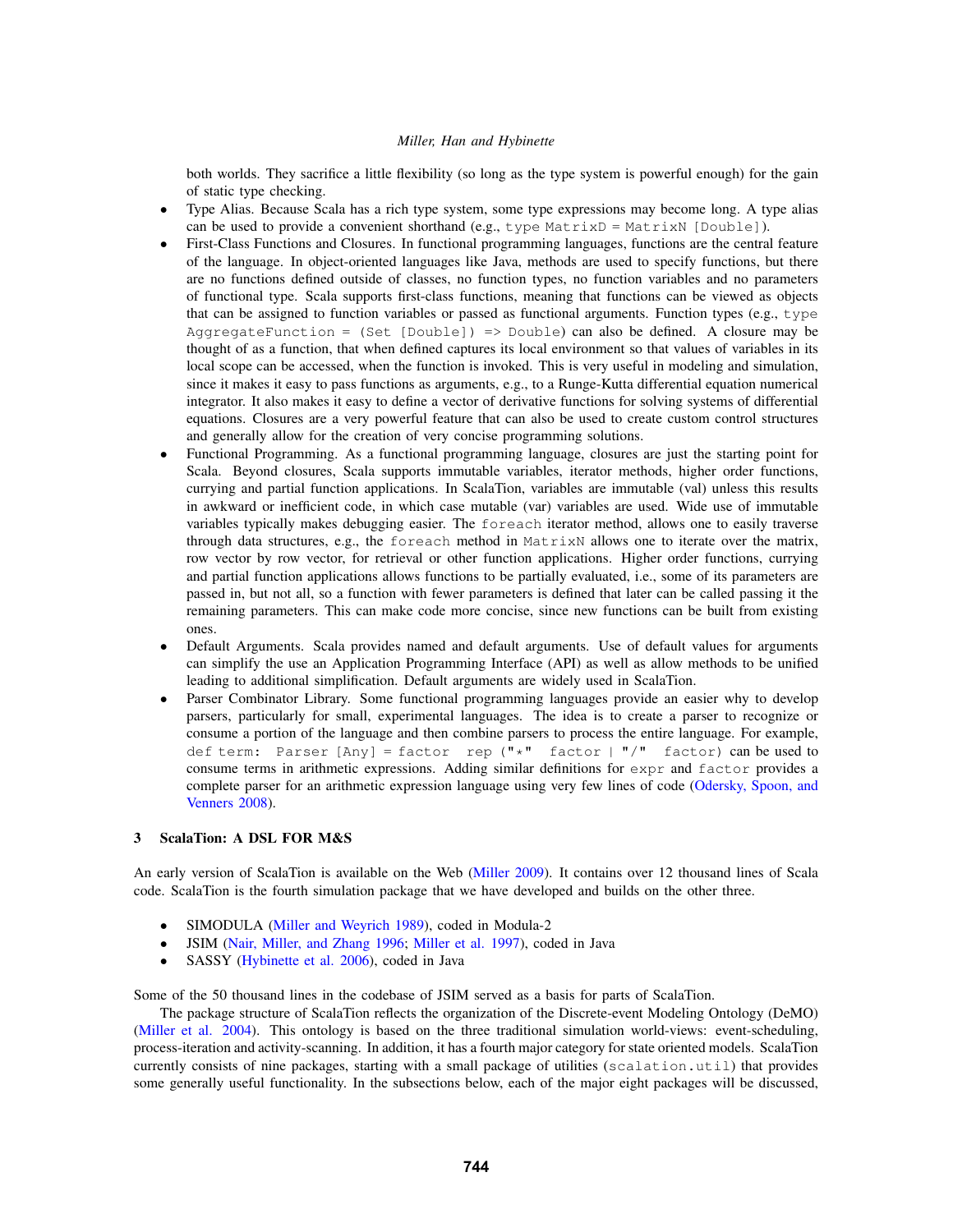both worlds. They sacrifice a little flexibility (so long as the type system is powerful enough) for the gain of static type checking.

- Type Alias. Because Scala has a rich type system, some type expressions may become long. A type alias can be used to provide a convenient shorthand (e.g., `type MatrixD = MatrixN [Double]`).
- First-Class Functions and Closures. In functional programming languages, functions are the central feature of the language. In object-oriented languages like Java, methods are used to specify functions, but there are no functions defined outside of classes, no function types, no function variables and no parameters of functional type. Scala supports first-class functions, meaning that functions can be viewed as objects that can be assigned to function variables or passed as functional arguments. Function types (e.g., `type AggregateFunction = (Set [Double]) => Double`) can also be defined. A closure may be thought of as a function, that when defined captures its local environment so that values of variables in its local scope can be accessed, when the function is invoked. This is very useful in modeling and simulation, since it makes it easy to pass functions as arguments, e.g., to a Runge-Kutta differential equation numerical integrator. It also makes it easy to define a vector of derivative functions for solving systems of differential equations. Closures are a very powerful feature that can also be used to create custom control structures and generally allow for the creation of very concise programming solutions.
- Functional Programming. As a functional programming language, closures are just the starting point for Scala. Beyond closures, Scala supports immutable variables, iterator methods, higher order functions, currying and partial function applications. In ScalaTion, variables are immutable (val) unless this results in awkward or inefficient code, in which case mutable (var) variables are used. Wide use of immutable variables typically makes debugging easier. The `foreach` iterator method, allows one to easily traverse through data structures, e.g., the `foreach` method in `MatrixN` allows one to iterate over the matrix, row vector by row vector, for retrieval or other function applications. Higher order functions, currying and partial function applications allows functions to be partially evaluated, i.e., some of its parameters are passed in, but not all, so a function with fewer parameters is defined that later can be called passing it the remaining parameters. This can make code more concise, since new functions can be built from existing ones.
- Default Arguments. Scala provides named and default arguments. Use of default values for arguments can simplify the use an Application Programming Interface (API) as well as allow methods to be unified leading to additional simplification. Default arguments are widely used in ScalaTion.
- Parser Combinator Library. Some functional programming languages provide an easier why to develop parsers, particularly for small, experimental languages. The idea is to create a parser to recognize or consume a portion of the language and then combine parsers to process the entire language. For example, `def term: Parser [Any] = factor rep ("*" factor | "/" factor)` can be used to consume terms in arithmetic expressions. Adding similar definitions for `expr` and `factor` provides a complete parser for an arithmetic expression language using very few lines of code (Odersky, Spoon, and Venners 2008).

## 3 ScalaTion: A DSL FOR M&S

An early version of ScalaTion is available on the Web (Miller 2009). It contains over 12 thousand lines of Scala code. ScalaTion is the fourth simulation package that we have developed and builds on the other three.

- SIMODULA (Miller and Weyrich 1989), coded in Modula-2
- JSIM (Nair, Miller, and Zhang 1996; Miller et al. 1997), coded in Java
- SASSY (Hybinette et al. 2006), coded in Java

Some of the 50 thousand lines in the codebase of JSIM served as a basis for parts of ScalaTion.

The package structure of ScalaTion reflects the organization of the Discrete-event Modeling Ontology (DeMO) (Miller et al. 2004). This ontology is based on the three traditional simulation world-views: event-scheduling, process-iteration and activity-scanning. In addition, it has a fourth major category for state oriented models. ScalaTion currently consists of nine packages, starting with a small package of utilities (`scalation.util`) that provides some generally useful functionality. In the subsections below, each of the major eight packages will be discussed,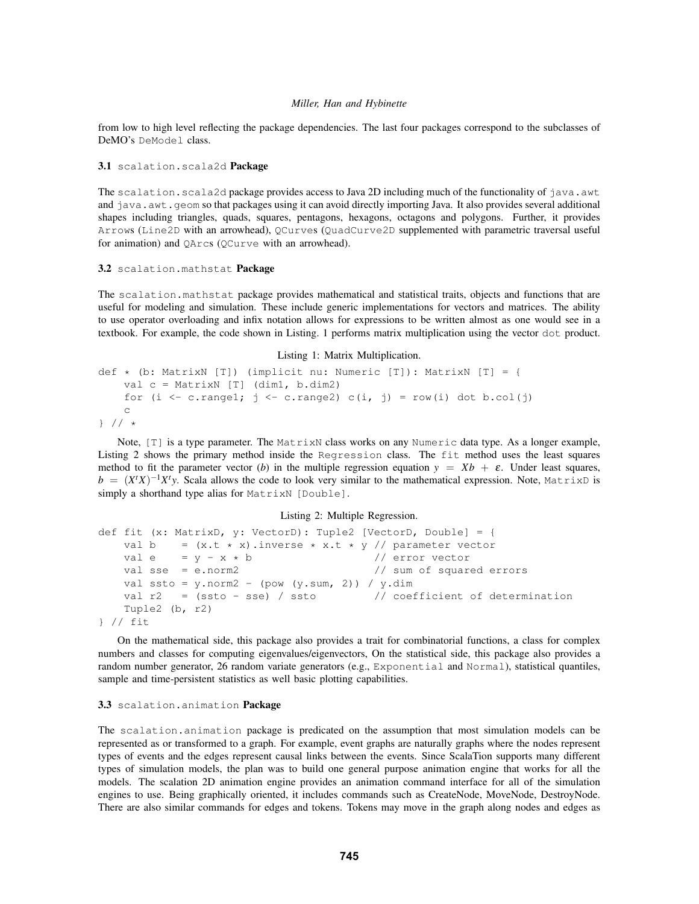from low to high level reflecting the package dependencies. The last four packages correspond to the subclasses of DeMO's `DeModel` class.

### 3.1 `scalation.scala2d` Package

The `scalation.scala2d` package provides access to Java 2D including much of the functionality of `java.awt` and `java.awt.geom` so that packages using it can avoid directly importing Java. It also provides several additional shapes including triangles, quads, squares, pentagons, hexagons, octagons and polygons. Further, it provides `Arrow`s (`Line2D` with an arrowhead), `QCurve`s (`QuadCurve2D` supplemented with parametric traversal useful for animation) and `QArc`s (`QCurve` with an arrowhead).

### 3.2 `scalation.mathstat` Package

The `scalation.mathstat` package provides mathematical and statistical traits, objects and functions that are useful for modeling and simulation. These include generic implementations for vectors and matrices. The ability to use operator overloading and infix notation allows for expressions to be written almost as one would see in a textbook. For example, the code shown in Listing. 1 performs matrix multiplication using the vector `dot` product.

Listing 1: Matrix Multiplication.

```
def * (b: MatrixN [T]) (implicit nu: Numeric [T]): MatrixN [T] = {
    val c = MatrixN [T] (dim1, b.dim2)
    for (i <- c.range1; j <- c.range2) c(i, j) = row(i) dot b.col(j)
    c
} // *
```

Note, `[T]` is a type parameter. The `MatrixN` class works on any `Numeric` data type. As a longer example, Listing 2 shows the primary method inside the `Regression` class. The `fit` method uses the least squares method to fit the parameter vector ($b$) in the multiple regression equation $y = Xb + \varepsilon$. Under least squares, $b = (X^tX)^{-1}X^ty$. Scala allows the code to look very similar to the mathematical expression. Note, `MatrixD` is simply a shorthand type alias for `MatrixN [Double]`.

Listing 2: Multiple Regression.

```
def fit (x: MatrixD, y: VectorD): Tuple2 [VectorD, Double] = {
    val b    = (x.t * x).inverse * x.t * y // parameter vector
    val e    = y - x * b                   // error vector
    val sse  = e.norm2                     // sum of squared errors
    val ssto = y.norm2 - (pow (y.sum, 2)) / y.dim
    val r2   = (ssto - sse) / ssto         // coefficient of determination
    Tuple2 (b, r2)
} // fit
```

On the mathematical side, this package also provides a trait for combinatorial functions, a class for complex numbers and classes for computing eigenvalues/eigenvectors, On the statistical side, this package also provides a random number generator, 26 random variate generators (e.g., `Exponential` and `Normal`), statistical quantiles, sample and time-persistent statistics as well basic plotting capabilities.

### 3.3 `scalation.animation` Package

The `scalation.animation` package is predicated on the assumption that most simulation models can be represented as or transformed to a graph. For example, event graphs are naturally graphs where the nodes represent types of events and the edges represent causal links between the events. Since ScalaTion supports many different types of simulation models, the plan was to build one general purpose animation engine that works for all the models. The scalation 2D animation engine provides an animation command interface for all of the simulation engines to use. Being graphically oriented, it includes commands such as CreateNode, MoveNode, DestroyNode. There are also similar commands for edges and tokens. Tokens may move in the graph along nodes and edges as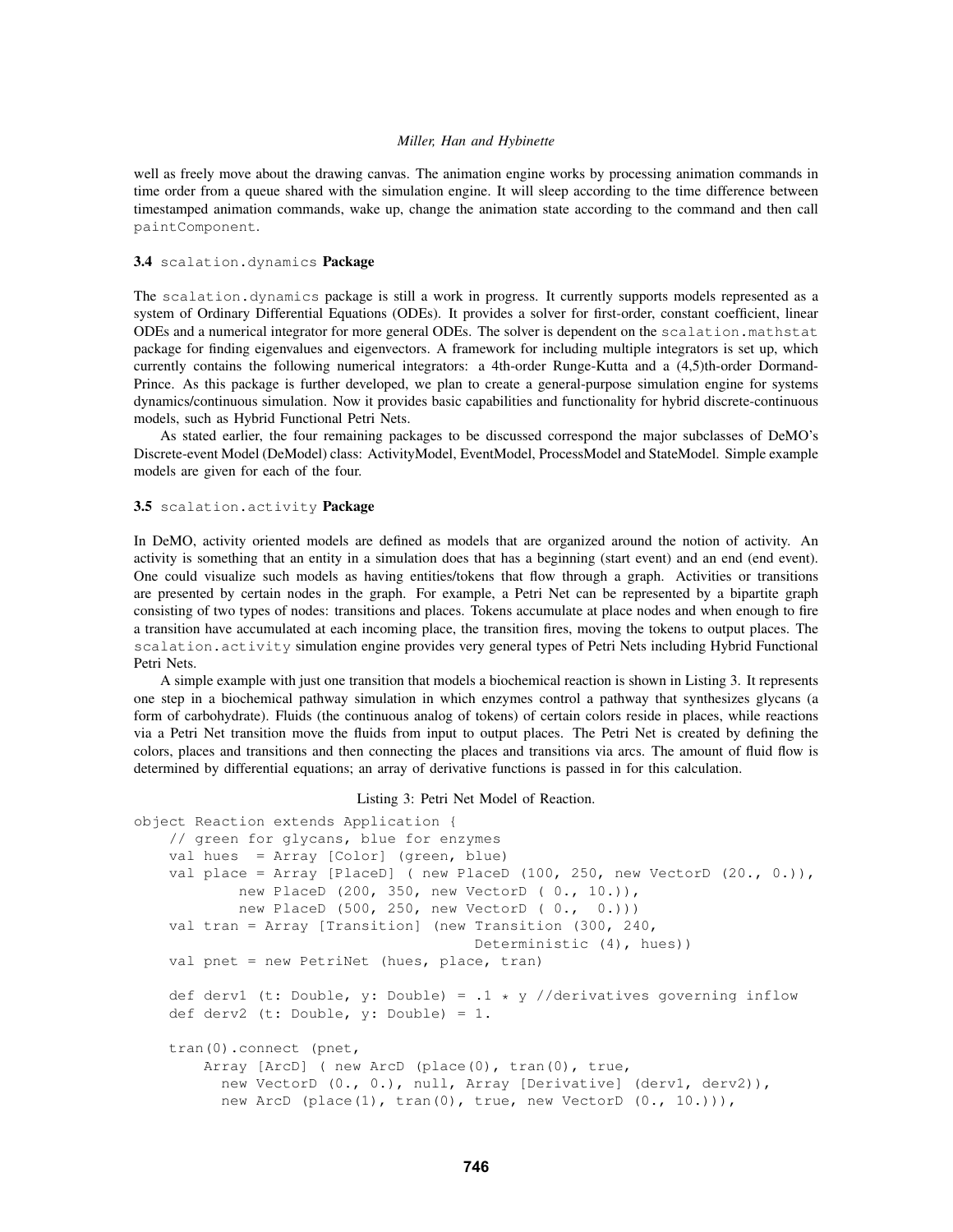well as freely move about the drawing canvas. The animation engine works by processing animation commands in time order from a queue shared with the simulation engine. It will sleep according to the time difference between timestamped animation commands, wake up, change the animation state according to the command and then call `paintComponent`.

### 3.4 `scalation.dynamics` Package

The `scalation.dynamics` package is still a work in progress. It currently supports models represented as a system of Ordinary Differential Equations (ODEs). It provides a solver for first-order, constant coefficient, linear ODEs and a numerical integrator for more general ODEs. The solver is dependent on the `scalation.mathstat` package for finding eigenvalues and eigenvectors. A framework for including multiple integrators is set up, which currently contains the following numerical integrators: a 4th-order Runge-Kutta and a (4,5)th-order Dormand-Prince. As this package is further developed, we plan to create a general-purpose simulation engine for systems dynamics/continuous simulation. Now it provides basic capabilities and functionality for hybrid discrete-continuous models, such as Hybrid Functional Petri Nets.

As stated earlier, the four remaining packages to be discussed correspond the major subclasses of DeMO's Discrete-event Model (DeModel) class: ActivityModel, EventModel, ProcessModel and StateModel. Simple example models are given for each of the four.

### 3.5 `scalation.activity` Package

In DeMO, activity oriented models are defined as models that are organized around the notion of activity. An activity is something that an entity in a simulation does that has a beginning (start event) and an end (end event). One could visualize such models as having entities/tokens that flow through a graph. Activities or transitions are presented by certain nodes in the graph. For example, a Petri Net can be represented by a bipartite graph consisting of two types of nodes: transitions and places. Tokens accumulate at place nodes and when enough to fire a transition have accumulated at each incoming place, the transition fires, moving the tokens to output places. The `scalation.activity` simulation engine provides very general types of Petri Nets including Hybrid Functional Petri Nets.

A simple example with just one transition that models a biochemical reaction is shown in Listing 3. It represents one step in a biochemical pathway simulation in which enzymes control a pathway that synthesizes glycans (a form of carbohydrate). Fluids (the continuous analog of tokens) of certain colors reside in places, while reactions via a Petri Net transition move the fluids from input to output places. The Petri Net is created by defining the colors, places and transitions and then connecting the places and transitions via arcs. The amount of fluid flow is determined by differential equations; an array of derivative functions is passed in for this calculation.

Listing 3: Petri Net Model of Reaction.

```
object Reaction extends Application {
    // green for glycans, blue for enzymes
    val hues  = Array [Color] (green, blue)
    val place = Array [PlaceD] ( new PlaceD (100, 250, new VectorD (20., 0.)),
            new PlaceD (200, 350, new VectorD ( 0., 10.)),
            new PlaceD (500, 250, new VectorD ( 0.,  0.)))
    val tran = Array [Transition] (new Transition (300, 240,
                                    Deterministic (4), hues))
    val pnet = new PetriNet (hues, place, tran)

    def derv1 (t: Double, y: Double) = .1 * y //derivatives governing inflow
    def derv2 (t: Double, y: Double) = 1.

    tran(0).connect (pnet,
        Array [ArcD] ( new ArcD (place(0), tran(0), true,
          new VectorD (0., 0.), null, Array [Derivative] (derv1, derv2)),
          new ArcD (place(1), tran(0), true, new VectorD (0., 10.))),
```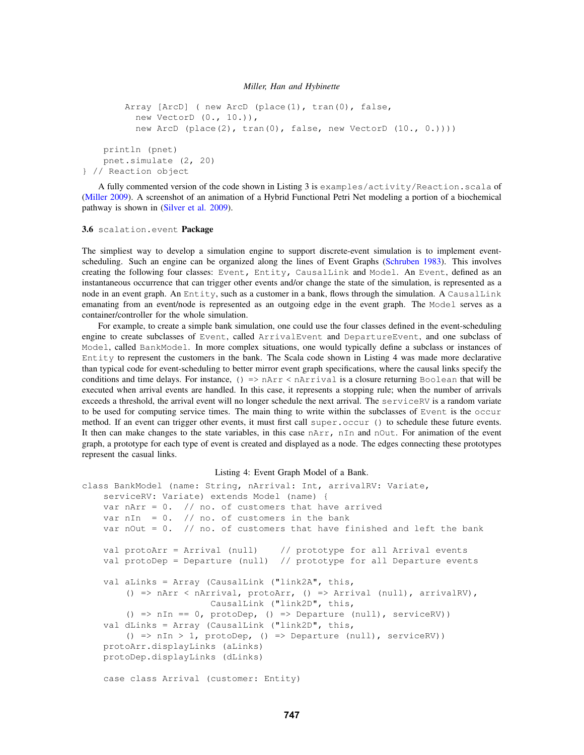```
        Array [ArcD] ( new ArcD (place(1), tran(0), false,
          new VectorD (0., 10.)),
          new ArcD (place(2), tran(0), false, new VectorD (10., 0.))))

    println (pnet)
    pnet.simulate (2, 20)
} // Reaction object
```

A fully commented version of the code shown in Listing 3 is `examples/activity/Reaction.scala` of (Miller 2009). A screenshot of an animation of a Hybrid Functional Petri Net modeling a portion of a biochemical pathway is shown in (Silver et al. 2009).

### 3.6 `scalation.event` Package

The simpliest way to develop a simulation engine to support discrete-event simulation is to implement event-scheduling. Such an engine can be organized along the lines of Event Graphs (Schruben 1983). This involves creating the following four classes: `Event`, `Entity`, `CausalLink` and `Model`. An `Event`, defined as an instantaneous occurrence that can trigger other events and/or change the state of the simulation, is represented as a node in an event graph. An `Entity`, such as a customer in a bank, flows through the simulation. A `CausalLink` emanating from an event/node is represented as an outgoing edge in the event graph. The `Model` serves as a container/controller for the whole simulation.

For example, to create a simple bank simulation, one could use the four classes defined in the event-scheduling engine to create subclasses of `Event`, called `ArrivalEvent` and `DepartureEvent`, and one subclass of `Model`, called `BankModel`. In more complex situations, one would typically define a subclass or instances of `Entity` to represent the customers in the bank. The Scala code shown in Listing 4 was made more declarative than typical code for event-scheduling to better mirror event graph specifications, where the causal links specify the conditions and time delays. For instance, `() => nArr < nArrival` is a closure returning `Boolean` that will be executed when arrival events are handled. In this case, it represents a stopping rule; when the number of arrivals exceeds a threshold, the arrival event will no longer schedule the next arrival. The `serviceRV` is a random variate to be used for computing service times. The main thing to write within the subclasses of `Event` is the `occur` method. If an event can trigger other events, it must first call `super.occur ()` to schedule these future events. It then can make changes to the state variables, in this case `nArr`, `nIn` and `nOut`. For animation of the event graph, a prototype for each type of event is created and displayed as a node. The edges connecting these prototypes represent the casual links.

Listing 4: Event Graph Model of a Bank.

```
class BankModel (name: String, nArrival: Int, arrivalRV: Variate,
    serviceRV: Variate) extends Model (name) {
    var nArr = 0.  // no. of customers that have arrived
    var nIn  = 0.  // no. of customers in the bank
    var nOut = 0.  // no. of customers that have finished and left the bank

    val protoArr = Arrival (null)    // prototype for all Arrival events
    val protoDep = Departure (null)  // prototype for all Departure events

    val aLinks = Array (CausalLink ("link2A", this,
        () => nArr < nArrival, protoArr, () => Arrival (null), arrivalRV),
                        CausalLink ("link2D", this,
        () => nIn == 0, protoDep, () => Departure (null), serviceRV))
    val dLinks = Array (CausalLink ("link2D", this,
        () => nIn > 1, protoDep, () => Departure (null), serviceRV))
    protoArr.displayLinks (aLinks)
    protoDep.displayLinks (dLinks)

    case class Arrival (customer: Entity)
```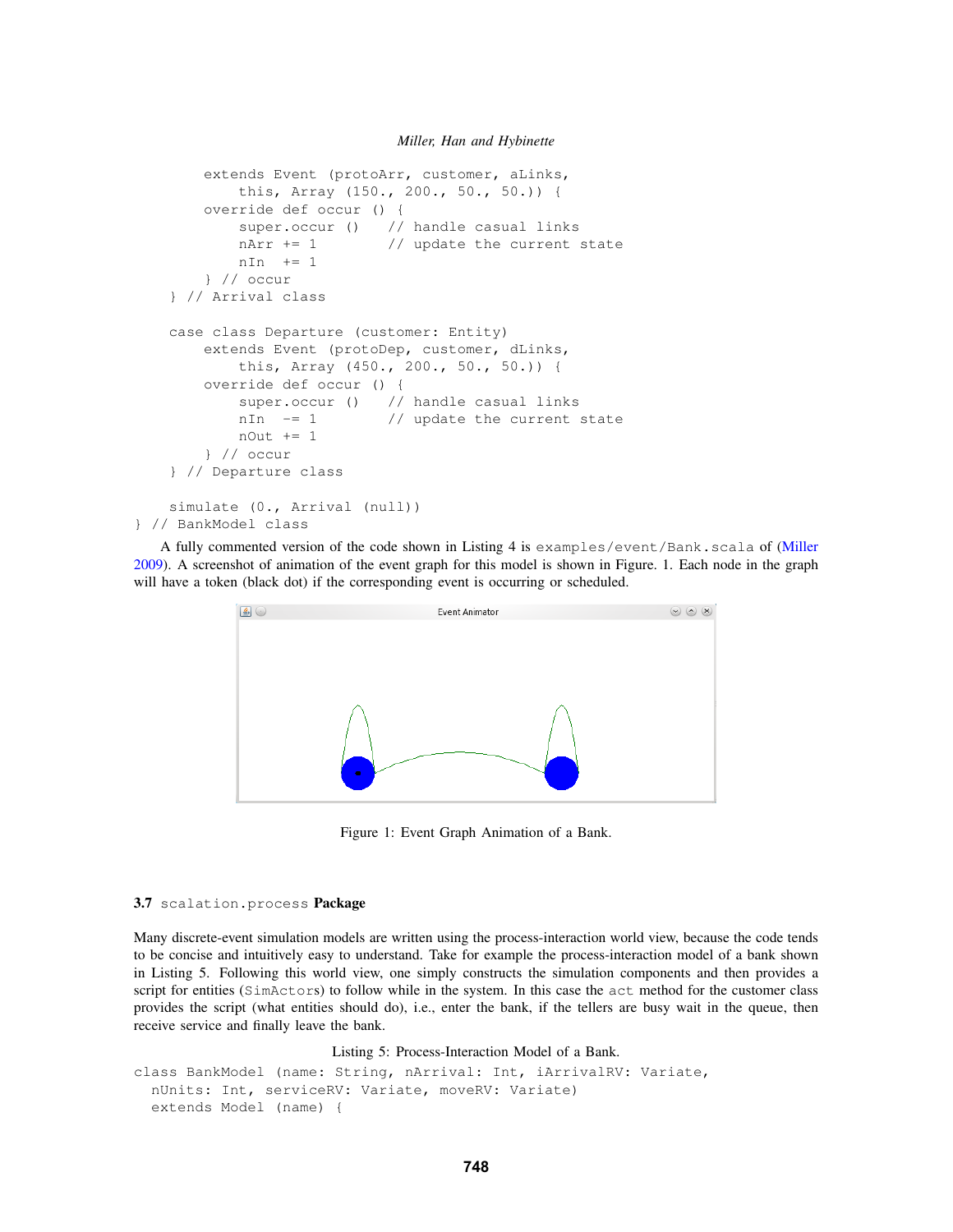```
        extends Event (protoArr, customer, aLinks,
            this, Array (150., 200., 50., 50.)) {
        override def occur () {
            super.occur ()   // handle casual links
            nArr += 1        // update the current state
            nIn  += 1
        } // occur
    } // Arrival class

    case class Departure (customer: Entity)
        extends Event (protoDep, customer, dLinks,
            this, Array (450., 200., 50., 50.)) {
        override def occur () {
            super.occur ()   // handle casual links
            nIn  -= 1        // update the current state
            nOut += 1
        } // occur
    } // Departure class

    simulate (0., Arrival (null))
} // BankModel class
```

A fully commented version of the code shown in Listing 4 is `examples/event/Bank.scala` of (Miller 2009). A screenshot of animation of the event graph for this model is shown in Figure. 1. Each node in the graph will have a token (black dot) if the corresponding event is occurring or scheduled.

Figure 1: Event Graph Animation of a Bank.

### 3.7 `scalation.process` Package

Many discrete-event simulation models are written using the process-interaction world view, because the code tends to be concise and intuitively easy to understand. Take for example the process-interaction model of a bank shown in Listing 5. Following this world view, one simply constructs the simulation components and then provides a script for entities (`SimActor`s) to follow while in the system. In this case the `act` method for the customer class provides the script (what entities should do), i.e., enter the bank, if the tellers are busy wait in the queue, then receive service and finally leave the bank.

Listing 5: Process-Interaction Model of a Bank.

```
class BankModel (name: String, nArrival: Int, iArrivalRV: Variate,
  nUnits: Int, serviceRV: Variate, moveRV: Variate)
  extends Model (name) {
```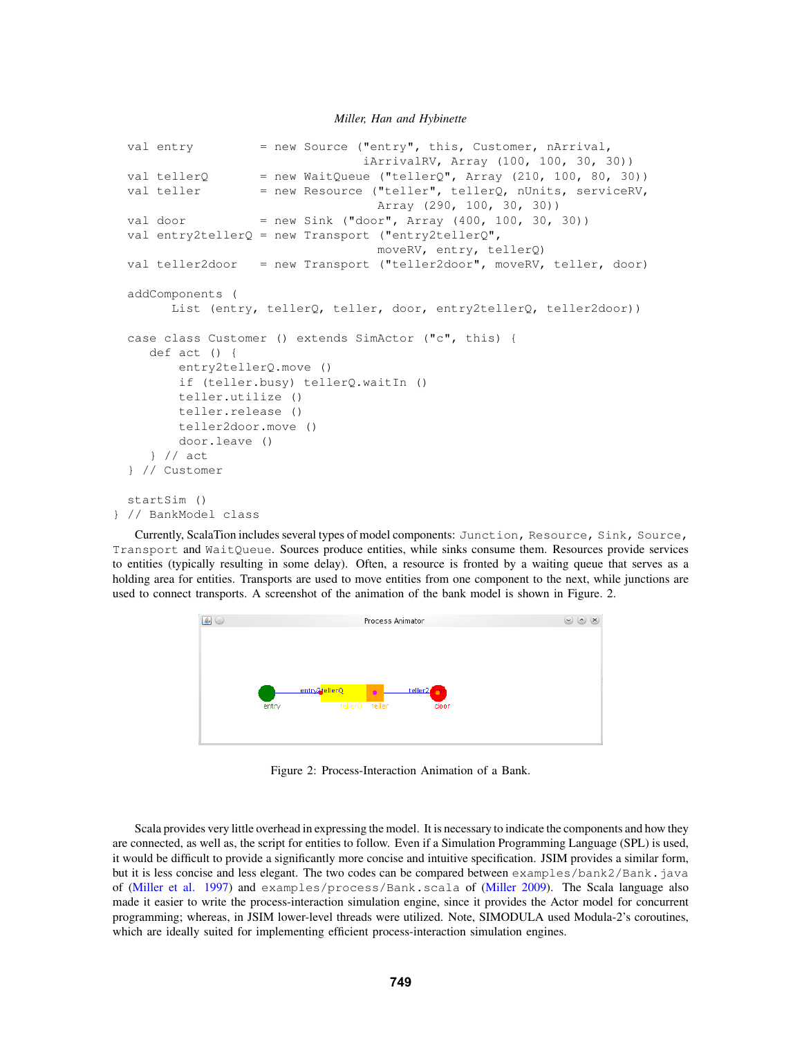```
  val entry         = new Source ("entry", this, Customer, nArrival,
                                  iArrivalRV, Array (100, 100, 30, 30))
  val tellerQ       = new WaitQueue ("tellerQ", Array (210, 100, 80, 30))
  val teller        = new Resource ("teller", tellerQ, nUnits, serviceRV,
                                     Array (290, 100, 30, 30))
  val door          = new Sink ("door", Array (400, 100, 30, 30))
  val entry2tellerQ = new Transport ("entry2tellerQ",
                                     moveRV, entry, tellerQ)
  val teller2door   = new Transport ("teller2door", moveRV, teller, door)

  addComponents (
        List (entry, tellerQ, teller, door, entry2tellerQ, teller2door))

  case class Customer () extends SimActor ("c", this) {
     def act () {
         entry2tellerQ.move ()
         if (teller.busy) tellerQ.waitIn ()
         teller.utilize ()
         teller.release ()
         teller2door.move ()
         door.leave ()
     } // act
  } // Customer

  startSim ()
} // BankModel class
```

Currently, ScalaTion includes several types of model components: `Junction`, `Resource`, `Sink`, `Source`, `Transport` and `WaitQueue`. Sources produce entities, while sinks consume them. Resources provide services to entities (typically resulting in some delay). Often, a resource is fronted by a waiting queue that serves as a holding area for entities. Transports are used to move entities from one component to the next, while junctions are used to connect transports. A screenshot of the animation of the bank model is shown in Figure. 2.

Figure 2: Process-Interaction Animation of a Bank.

Scala provides very little overhead in expressing the model. It is necessary to indicate the components and how they are connected, as well as, the script for entities to follow. Even if a Simulation Programming Language (SPL) is used, it would be difficult to provide a significantly more concise and intuitive specification. JSIM provides a similar form, but it is less concise and less elegant. The two codes can be compared between `examples/bank2/Bank.java` of (Miller et al. 1997) and `examples/process/Bank.scala` of (Miller 2009). The Scala language also made it easier to write the process-interaction simulation engine, since it provides the Actor model for concurrent programming; whereas, in JSIM lower-level threads were utilized. Note, SIMODULA used Modula-2's coroutines, which are ideally suited for implementing efficient process-interaction simulation engines.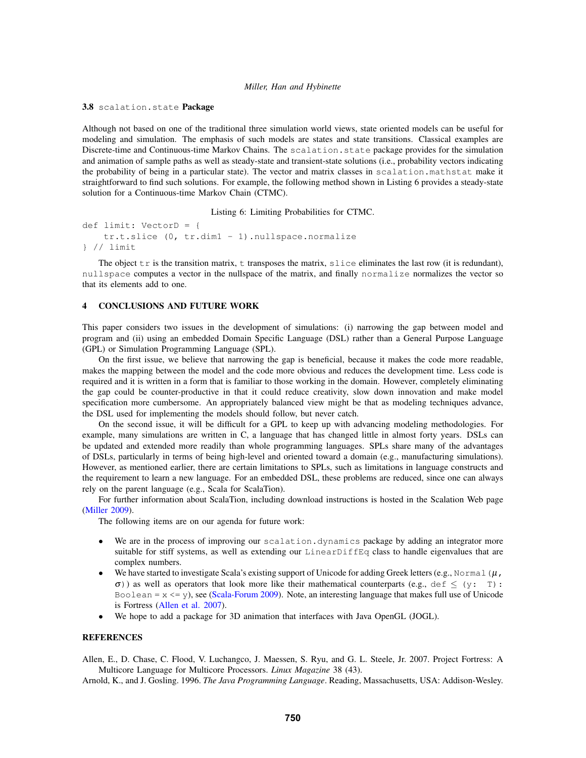### 3.8 `scalation.state` Package

Although not based on one of the traditional three simulation world views, state oriented models can be useful for modeling and simulation. The emphasis of such models are states and state transitions. Classical examples are Discrete-time and Continuous-time Markov Chains. The `scalation.state` package provides for the simulation and animation of sample paths as well as steady-state and transient-state solutions (i.e., probability vectors indicating the probability of being in a particular state). The vector and matrix classes in `scalation.mathstat` make it straightforward to find such solutions. For example, the following method shown in Listing 6 provides a steady-state solution for a Continuous-time Markov Chain (CTMC).

Listing 6: Limiting Probabilities for CTMC.

```
def limit: VectorD = {
    tr.t.slice (0, tr.dim1 - 1).nullspace.normalize
} // limit
```

The object `tr` is the transition matrix, `t` transposes the matrix, `slice` eliminates the last row (it is redundant), `nullspace` computes a vector in the nullspace of the matrix, and finally `normalize` normalizes the vector so that its elements add to one.

## 4 CONCLUSIONS AND FUTURE WORK

This paper considers two issues in the development of simulations: (i) narrowing the gap between model and program and (ii) using an embedded Domain Specific Language (DSL) rather than a General Purpose Language (GPL) or Simulation Programming Language (SPL).

On the first issue, we believe that narrowing the gap is beneficial, because it makes the code more readable, makes the mapping between the model and the code more obvious and reduces the development time. Less code is required and it is written in a form that is familiar to those working in the domain. However, completely eliminating the gap could be counter-productive in that it could reduce creativity, slow down innovation and make model specification more cumbersome. An appropriately balanced view might be that as modeling techniques advance, the DSL used for implementing the models should follow, but never catch.

On the second issue, it will be difficult for a GPL to keep up with advancing modeling methodologies. For example, many simulations are written in C, a language that has changed little in almost forty years. DSLs can be updated and extended more readily than whole programming languages. SPLs share many of the advantages of DSLs, particularly in terms of being high-level and oriented toward a domain (e.g., manufacturing simulations). However, as mentioned earlier, there are certain limitations to SPLs, such as limitations in language constructs and the requirement to learn a new language. For an embedded DSL, these problems are reduced, since one can always rely on the parent language (e.g., Scala for ScalaTion).

For further information about ScalaTion, including download instructions is hosted in the Scalation Web page (Miller 2009).

The following items are on our agenda for future work:

- We are in the process of improving our `scalation.dynamics` package by adding an integrator more suitable for stiff systems, as well as extending our `LinearDiffEq` class to handle eigenvalues that are complex numbers.
- We have started to investigate Scala's existing support of Unicode for adding Greek letters (e.g., `Normal(μ, σ)`) as well as operators that look more like their mathematical counterparts (e.g., `def ≤ (y: T): Boolean = x <= y`), see (Scala-Forum 2009). Note, an interesting language that makes full use of Unicode is Fortress (Allen et al. 2007).
- We hope to add a package for 3D animation that interfaces with Java OpenGL (JOGL).

## REFERENCES

Allen, E., D. Chase, C. Flood, V. Luchangco, J. Maessen, S. Ryu, and G. L. Steele, Jr. 2007. Project Fortress: A Multicore Language for Multicore Processors. *Linux Magazine* 38 (43).

Arnold, K., and J. Gosling. 1996. *The Java Programming Language*. Reading, Massachusetts, USA: Addison-Wesley.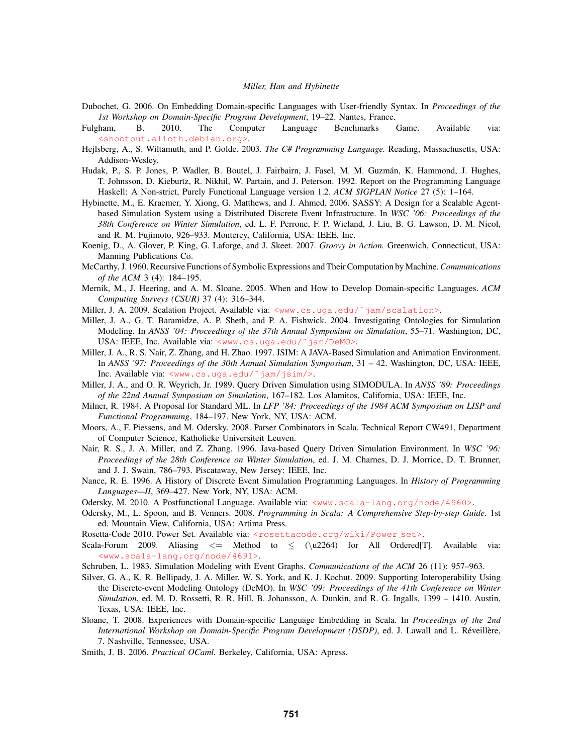Dubochet, G. 2006. On Embedding Domain-specific Languages with User-friendly Syntax. In *Proceedings of the 1st Workshop on Domain-Specific Program Development*, 19–22. Nantes, France.

Fulgham, B. 2010. The Computer Language Benchmarks Game. Available via: <shootout.alioth.debian.org>.

Hejlsberg, A., S. Wiltamuth, and P. Golde. 2003. *The C# Programming Language.* Reading, Massachusetts, USA: Addison-Wesley.

Hudak, P., S. P. Jones, P. Wadler, B. Boutel, J. Fairbairn, J. Fasel, M. M. Guzmán, K. Hammond, J. Hughes, T. Johnsson, D. Kieburtz, R. Nikhil, W. Partain, and J. Peterson. 1992. Report on the Programming Language Haskell: A Non-strict, Purely Functional Language version 1.2. *ACM SIGPLAN Notice* 27 (5): 1–164.

Hybinette, M., E. Kraemer, Y. Xiong, G. Matthews, and J. Ahmed. 2006. SASSY: A Design for a Scalable Agent-based Simulation System using a Distributed Discrete Event Infrastructure. In *WSC '06: Proceedings of the 38th Conference on Winter Simulation*, ed. L. F. Perrone, F. P. Wieland, J. Liu, B. G. Lawson, D. M. Nicol, and R. M. Fujimoto, 926–933. Monterey, California, USA: IEEE, Inc.

Koenig, D., A. Glover, P. King, G. Laforge, and J. Skeet. 2007. *Groovy in Action.* Greenwich, Connecticut, USA: Manning Publications Co.

McCarthy, J. 1960. Recursive Functions of Symbolic Expressions and Their Computation by Machine. *Communications of the ACM* 3 (4): 184–195.

Mernik, M., J. Heering, and A. M. Sloane. 2005. When and How to Develop Domain-specific Languages. *ACM Computing Surveys (CSUR)* 37 (4): 316–344.

Miller, J. A. 2009. Scalation Project. Available via: <www.cs.uga.edu/˜jam/scalation>.

Miller, J. A., G. T. Baramidze, A. P. Sheth, and P. A. Fishwick. 2004. Investigating Ontologies for Simulation Modeling. In *ANSS '04: Proceedings of the 37th Annual Symposium on Simulation*, 55–71. Washington, DC, USA: IEEE, Inc. Available via: <www.cs.uga.edu/˜jam/DeMO>.

Miller, J. A., R. S. Nair, Z. Zhang, and H. Zhao. 1997. JSIM: A JAVA-Based Simulation and Animation Environment. In *ANSS '97: Proceedings of the 30th Annual Simulation Symposium*, 31 – 42. Washington, DC, USA: IEEE, Inc. Available via: <www.cs.uga.edu/˜jam/jsim/>.

Miller, J. A., and O. R. Weyrich, Jr. 1989. Query Driven Simulation using SIMODULA. In *ANSS '89: Proceedings of the 22nd Annual Symposium on Simulation*, 167–182. Los Alamitos, California, USA: IEEE, Inc.

Milner, R. 1984. A Proposal for Standard ML. In *LFP '84: Proceedings of the 1984 ACM Symposium on LISP and Functional Programming*, 184–197. New York, NY, USA: ACM.

Moors, A., F. Piessens, and M. Odersky. 2008. Parser Combinators in Scala. Technical Report CW491, Department of Computer Science, Katholieke Universiteit Leuven.

Nair, R. S., J. A. Miller, and Z. Zhang. 1996. Java-based Query Driven Simulation Environment. In *WSC '96: Proceedings of the 28th Conference on Winter Simulation*, ed. J. M. Charnes, D. J. Morrice, D. T. Brunner, and J. J. Swain, 786–793. Piscataway, New Jersey: IEEE, Inc.

Nance, R. E. 1996. A History of Discrete Event Simulation Programming Languages. In *History of Programming Languages—II*, 369–427. New York, NY, USA: ACM.

Odersky, M. 2010. A Postfunctional Language. Available via: <www.scala-lang.org/node/4960>.

Odersky, M., L. Spoon, and B. Venners. 2008. *Programming in Scala: A Comprehensive Step-by-step Guide*. 1st ed. Mountain View, California, USA: Artima Press.

Rosetta-Code 2010. Power Set. Available via: <rosettacode.org/wiki/Power_set>.

Scala-Forum 2009. Aliasing <= Method to ≤ (\u2264) for All Ordered[T]. Available via: <www.scala-lang.org/node/4691>.

Schruben, L. 1983. Simulation Modeling with Event Graphs. *Communications of the ACM* 26 (11): 957–963.

Silver, G. A., K. R. Bellipady, J. A. Miller, W. S. York, and K. J. Kochut. 2009. Supporting Interoperability Using the Discrete-event Modeling Ontology (DeMO). In *WSC '09: Proceedings of the 41th Conference on Winter Simulation*, ed. M. D. Rossetti, R. R. Hill, B. Johansson, A. Dunkin, and R. G. Ingalls, 1399 – 1410. Austin, Texas, USA: IEEE, Inc.

Sloane, T. 2008. Experiences with Domain-specific Language Embedding in Scala. In *Proceedings of the 2nd International Workshop on Domain-Specific Program Development (DSDP)*, ed. J. Lawall and L. Réveillère, 7. Nashville, Tennessee, USA.

Smith, J. B. 2006. *Practical OCaml.* Berkeley, California, USA: Apress.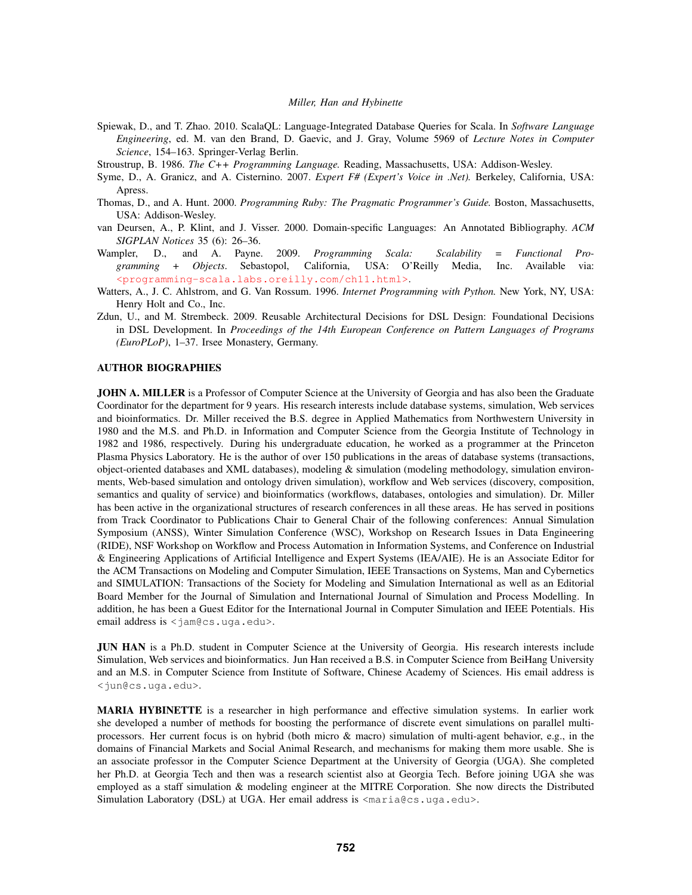Spiewak, D., and T. Zhao. 2010. ScalaQL: Language-Integrated Database Queries for Scala. In *Software Language Engineering*, ed. M. van den Brand, D. Gaevic, and J. Gray, Volume 5969 of *Lecture Notes in Computer Science*, 154–163. Springer-Verlag Berlin.

Stroustrup, B. 1986. *The C++ Programming Language.* Reading, Massachusetts, USA: Addison-Wesley.

Syme, D., A. Granicz, and A. Cisternino. 2007. *Expert F# (Expert's Voice in .Net).* Berkeley, California, USA: Apress.

Thomas, D., and A. Hunt. 2000. *Programming Ruby: The Pragmatic Programmer's Guide.* Boston, Massachusetts, USA: Addison-Wesley.

van Deursen, A., P. Klint, and J. Visser. 2000. Domain-specific Languages: An Annotated Bibliography. *ACM SIGPLAN Notices* 35 (6): 26–36.

Wampler, D., and A. Payne. 2009. *Programming Scala: Scalability = Functional Programming + Objects*. Sebastopol, California, USA: O'Reilly Media, Inc. Available via: <programming-scala.labs.oreilly.com/ch11.html>.

Watters, A., J. C. Ahlstrom, and G. Van Rossum. 1996. *Internet Programming with Python.* New York, NY, USA: Henry Holt and Co., Inc.

Zdun, U., and M. Strembeck. 2009. Reusable Architectural Decisions for DSL Design: Foundational Decisions in DSL Development. In *Proceedings of the 14th European Conference on Pattern Languages of Programs (EuroPLoP)*, 1–37. Irsee Monastery, Germany.

## AUTHOR BIOGRAPHIES

**JOHN A. MILLER** is a Professor of Computer Science at the University of Georgia and has also been the Graduate Coordinator for the department for 9 years. His research interests include database systems, simulation, Web services and bioinformatics. Dr. Miller received the B.S. degree in Applied Mathematics from Northwestern University in 1980 and the M.S. and Ph.D. in Information and Computer Science from the Georgia Institute of Technology in 1982 and 1986, respectively. During his undergraduate education, he worked as a programmer at the Princeton Plasma Physics Laboratory. He is the author of over 150 publications in the areas of database systems (transactions, object-oriented databases and XML databases), modeling & simulation (modeling methodology, simulation environments, Web-based simulation and ontology driven simulation), workflow and Web services (discovery, composition, semantics and quality of service) and bioinformatics (workflows, databases, ontologies and simulation). Dr. Miller has been active in the organizational structures of research conferences in all these areas. He has served in positions from Track Coordinator to Publications Chair to General Chair of the following conferences: Annual Simulation Symposium (ANSS), Winter Simulation Conference (WSC), Workshop on Research Issues in Data Engineering (RIDE), NSF Workshop on Workflow and Process Automation in Information Systems, and Conference on Industrial & Engineering Applications of Artificial Intelligence and Expert Systems (IEA/AIE). He is an Associate Editor for the ACM Transactions on Modeling and Computer Simulation, IEEE Transactions on Systems, Man and Cybernetics and SIMULATION: Transactions of the Society for Modeling and Simulation International as well as an Editorial Board Member for the Journal of Simulation and International Journal of Simulation and Process Modelling. In addition, he has been a Guest Editor for the International Journal in Computer Simulation and IEEE Potentials. His email address is <jam@cs.uga.edu>.

**JUN HAN** is a Ph.D. student in Computer Science at the University of Georgia. His research interests include Simulation, Web services and bioinformatics. Jun Han received a B.S. in Computer Science from BeiHang University and an M.S. in Computer Science from Institute of Software, Chinese Academy of Sciences. His email address is <jun@cs.uga.edu>.

**MARIA HYBINETTE** is a researcher in high performance and effective simulation systems. In earlier work she developed a number of methods for boosting the performance of discrete event simulations on parallel multiprocessors. Her current focus is on hybrid (both micro & macro) simulation of multi-agent behavior, e.g., in the domains of Financial Markets and Social Animal Research, and mechanisms for making them more usable. She is an associate professor in the Computer Science Department at the University of Georgia (UGA). She completed her Ph.D. at Georgia Tech and then was a research scientist also at Georgia Tech. Before joining UGA she was employed as a staff simulation & modeling engineer at the MITRE Corporation. She now directs the Distributed Simulation Laboratory (DSL) at UGA. Her email address is <maria@cs.uga.edu>.